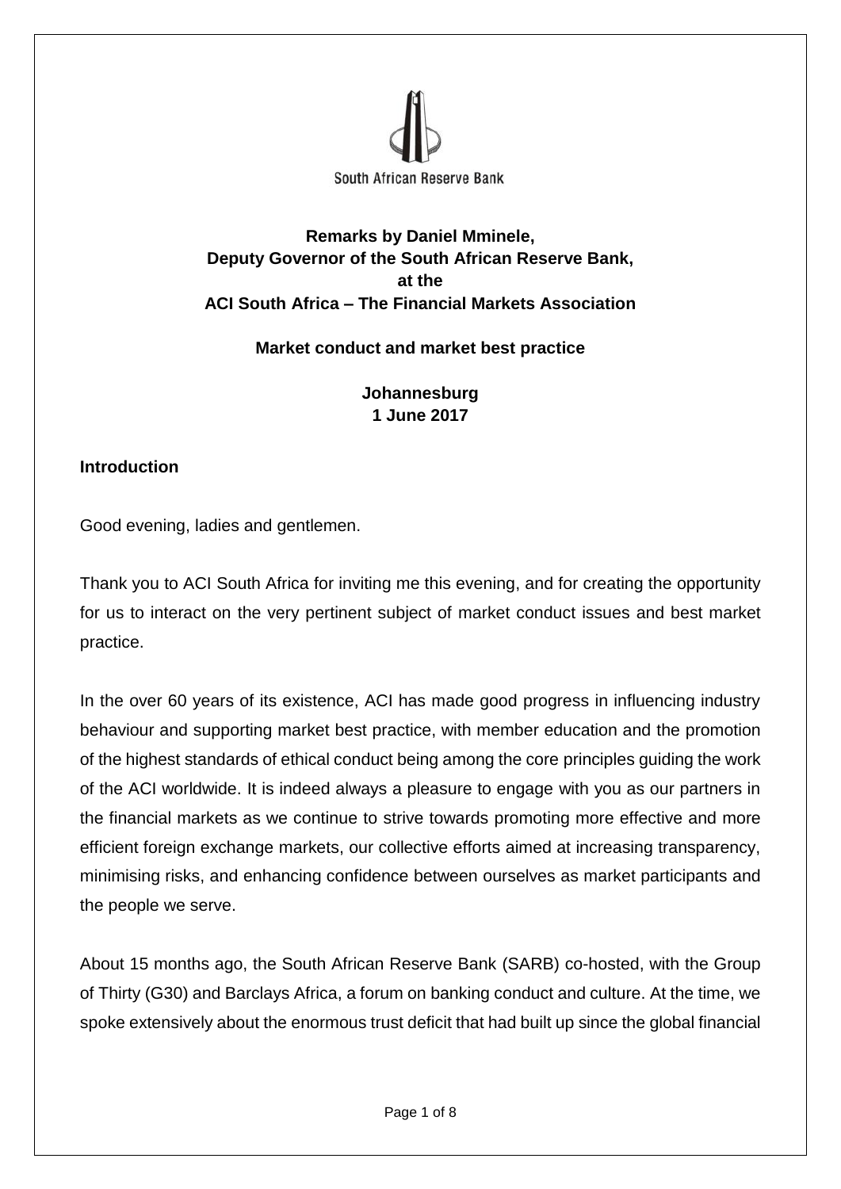South African Reserve Bank

**Remarks by Daniel Mminele,**
**Deputy Governor of the South African Reserve Bank,**
**at the**
**ACI South Africa – The Financial Markets Association**

**Market conduct and market best practice**

**Johannesburg**
**1 June 2017**

## Introduction

Good evening, ladies and gentlemen.

Thank you to ACI South Africa for inviting me this evening, and for creating the opportunity for us to interact on the very pertinent subject of market conduct issues and best market practice.

In the over 60 years of its existence, ACI has made good progress in influencing industry behaviour and supporting market best practice, with member education and the promotion of the highest standards of ethical conduct being among the core principles guiding the work of the ACI worldwide. It is indeed always a pleasure to engage with you as our partners in the financial markets as we continue to strive towards promoting more effective and more efficient foreign exchange markets, our collective efforts aimed at increasing transparency, minimising risks, and enhancing confidence between ourselves as market participants and the people we serve.

About 15 months ago, the South African Reserve Bank (SARB) co-hosted, with the Group of Thirty (G30) and Barclays Africa, a forum on banking conduct and culture. At the time, we spoke extensively about the enormous trust deficit that had built up since the global financial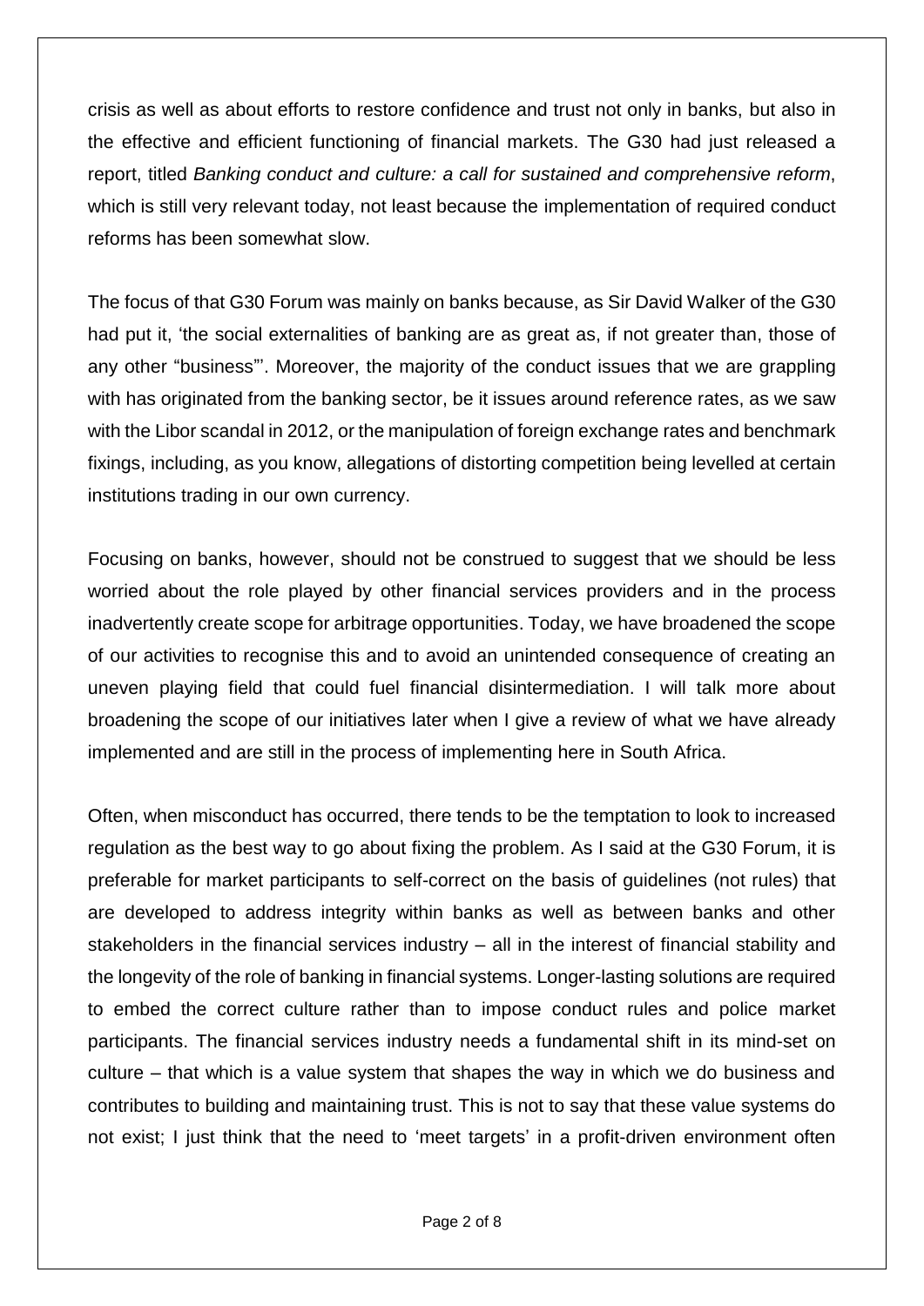crisis as well as about efforts to restore confidence and trust not only in banks, but also in the effective and efficient functioning of financial markets. The G30 had just released a report, titled *Banking conduct and culture: a call for sustained and comprehensive reform*, which is still very relevant today, not least because the implementation of required conduct reforms has been somewhat slow.

The focus of that G30 Forum was mainly on banks because, as Sir David Walker of the G30 had put it, 'the social externalities of banking are as great as, if not greater than, those of any other "business"'. Moreover, the majority of the conduct issues that we are grappling with has originated from the banking sector, be it issues around reference rates, as we saw with the Libor scandal in 2012, or the manipulation of foreign exchange rates and benchmark fixings, including, as you know, allegations of distorting competition being levelled at certain institutions trading in our own currency.

Focusing on banks, however, should not be construed to suggest that we should be less worried about the role played by other financial services providers and in the process inadvertently create scope for arbitrage opportunities. Today, we have broadened the scope of our activities to recognise this and to avoid an unintended consequence of creating an uneven playing field that could fuel financial disintermediation. I will talk more about broadening the scope of our initiatives later when I give a review of what we have already implemented and are still in the process of implementing here in South Africa.

Often, when misconduct has occurred, there tends to be the temptation to look to increased regulation as the best way to go about fixing the problem. As I said at the G30 Forum, it is preferable for market participants to self-correct on the basis of guidelines (not rules) that are developed to address integrity within banks as well as between banks and other stakeholders in the financial services industry – all in the interest of financial stability and the longevity of the role of banking in financial systems. Longer-lasting solutions are required to embed the correct culture rather than to impose conduct rules and police market participants. The financial services industry needs a fundamental shift in its mind-set on culture – that which is a value system that shapes the way in which we do business and contributes to building and maintaining trust. This is not to say that these value systems do not exist; I just think that the need to 'meet targets' in a profit-driven environment often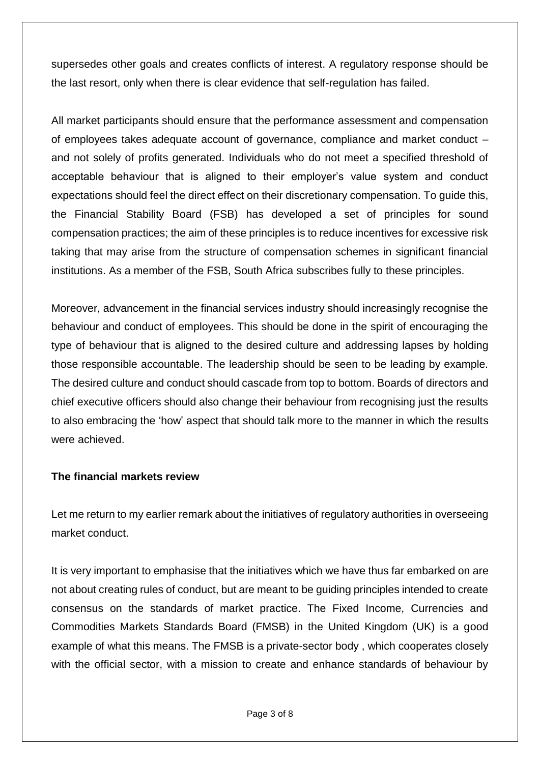supersedes other goals and creates conflicts of interest. A regulatory response should be the last resort, only when there is clear evidence that self-regulation has failed.

All market participants should ensure that the performance assessment and compensation of employees takes adequate account of governance, compliance and market conduct – and not solely of profits generated. Individuals who do not meet a specified threshold of acceptable behaviour that is aligned to their employer's value system and conduct expectations should feel the direct effect on their discretionary compensation. To guide this, the Financial Stability Board (FSB) has developed a set of principles for sound compensation practices; the aim of these principles is to reduce incentives for excessive risk taking that may arise from the structure of compensation schemes in significant financial institutions. As a member of the FSB, South Africa subscribes fully to these principles.

Moreover, advancement in the financial services industry should increasingly recognise the behaviour and conduct of employees. This should be done in the spirit of encouraging the type of behaviour that is aligned to the desired culture and addressing lapses by holding those responsible accountable. The leadership should be seen to be leading by example. The desired culture and conduct should cascade from top to bottom. Boards of directors and chief executive officers should also change their behaviour from recognising just the results to also embracing the 'how' aspect that should talk more to the manner in which the results were achieved.

**The financial markets review**

Let me return to my earlier remark about the initiatives of regulatory authorities in overseeing market conduct.

It is very important to emphasise that the initiatives which we have thus far embarked on are not about creating rules of conduct, but are meant to be guiding principles intended to create consensus on the standards of market practice. The Fixed Income, Currencies and Commodities Markets Standards Board (FMSB) in the United Kingdom (UK) is a good example of what this means. The FMSB is a private-sector body , which cooperates closely with the official sector, with a mission to create and enhance standards of behaviour by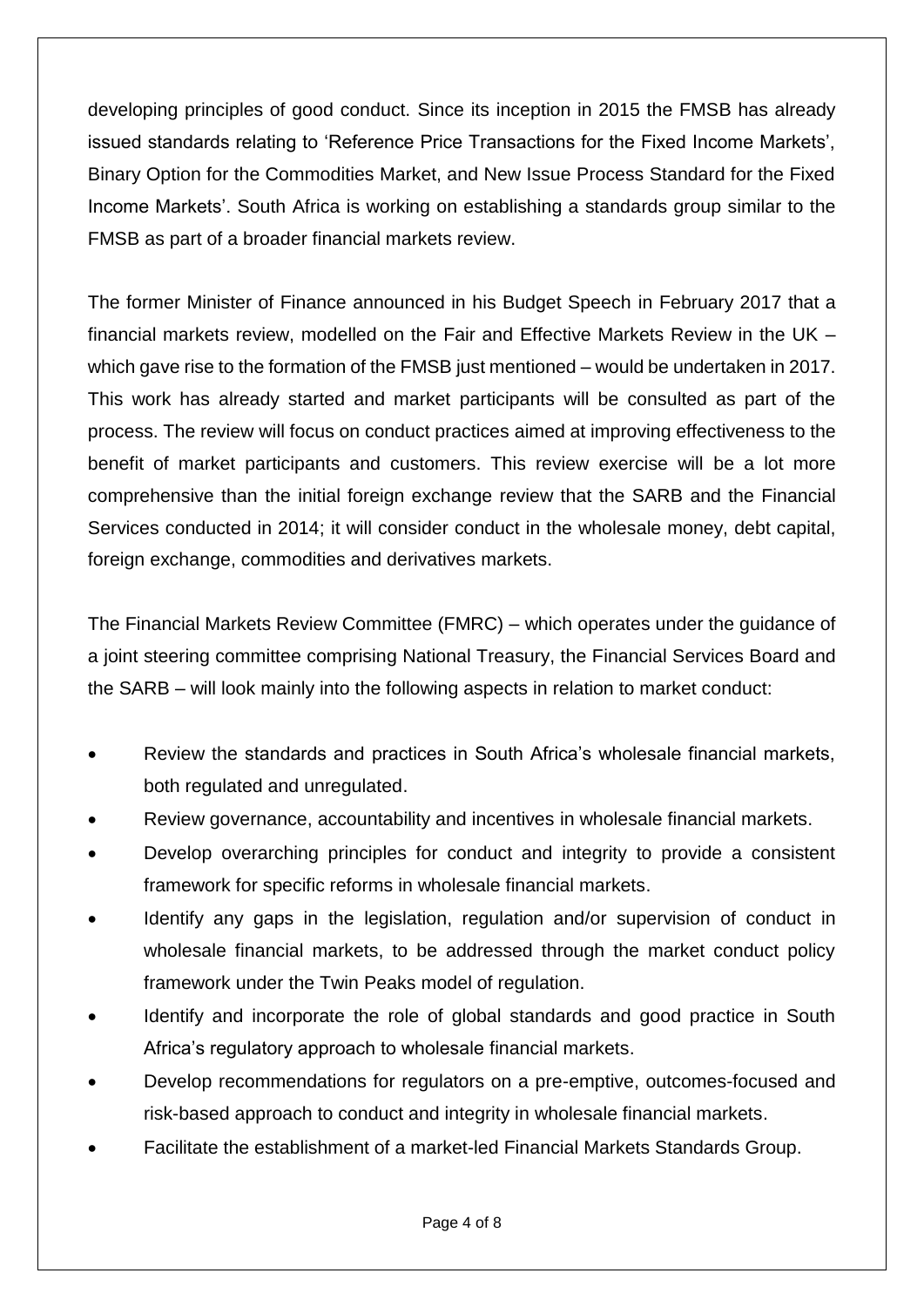developing principles of good conduct. Since its inception in 2015 the FMSB has already issued standards relating to 'Reference Price Transactions for the Fixed Income Markets', Binary Option for the Commodities Market, and New Issue Process Standard for the Fixed Income Markets'. South Africa is working on establishing a standards group similar to the FMSB as part of a broader financial markets review.

The former Minister of Finance announced in his Budget Speech in February 2017 that a financial markets review, modelled on the Fair and Effective Markets Review in the UK – which gave rise to the formation of the FMSB just mentioned – would be undertaken in 2017. This work has already started and market participants will be consulted as part of the process. The review will focus on conduct practices aimed at improving effectiveness to the benefit of market participants and customers. This review exercise will be a lot more comprehensive than the initial foreign exchange review that the SARB and the Financial Services conducted in 2014; it will consider conduct in the wholesale money, debt capital, foreign exchange, commodities and derivatives markets.

The Financial Markets Review Committee (FMRC) – which operates under the guidance of a joint steering committee comprising National Treasury, the Financial Services Board and the SARB – will look mainly into the following aspects in relation to market conduct:

- Review the standards and practices in South Africa's wholesale financial markets, both regulated and unregulated.
- Review governance, accountability and incentives in wholesale financial markets.
- Develop overarching principles for conduct and integrity to provide a consistent framework for specific reforms in wholesale financial markets.
- Identify any gaps in the legislation, regulation and/or supervision of conduct in wholesale financial markets, to be addressed through the market conduct policy framework under the Twin Peaks model of regulation.
- Identify and incorporate the role of global standards and good practice in South Africa's regulatory approach to wholesale financial markets.
- Develop recommendations for regulators on a pre-emptive, outcomes-focused and risk-based approach to conduct and integrity in wholesale financial markets.
- Facilitate the establishment of a market-led Financial Markets Standards Group.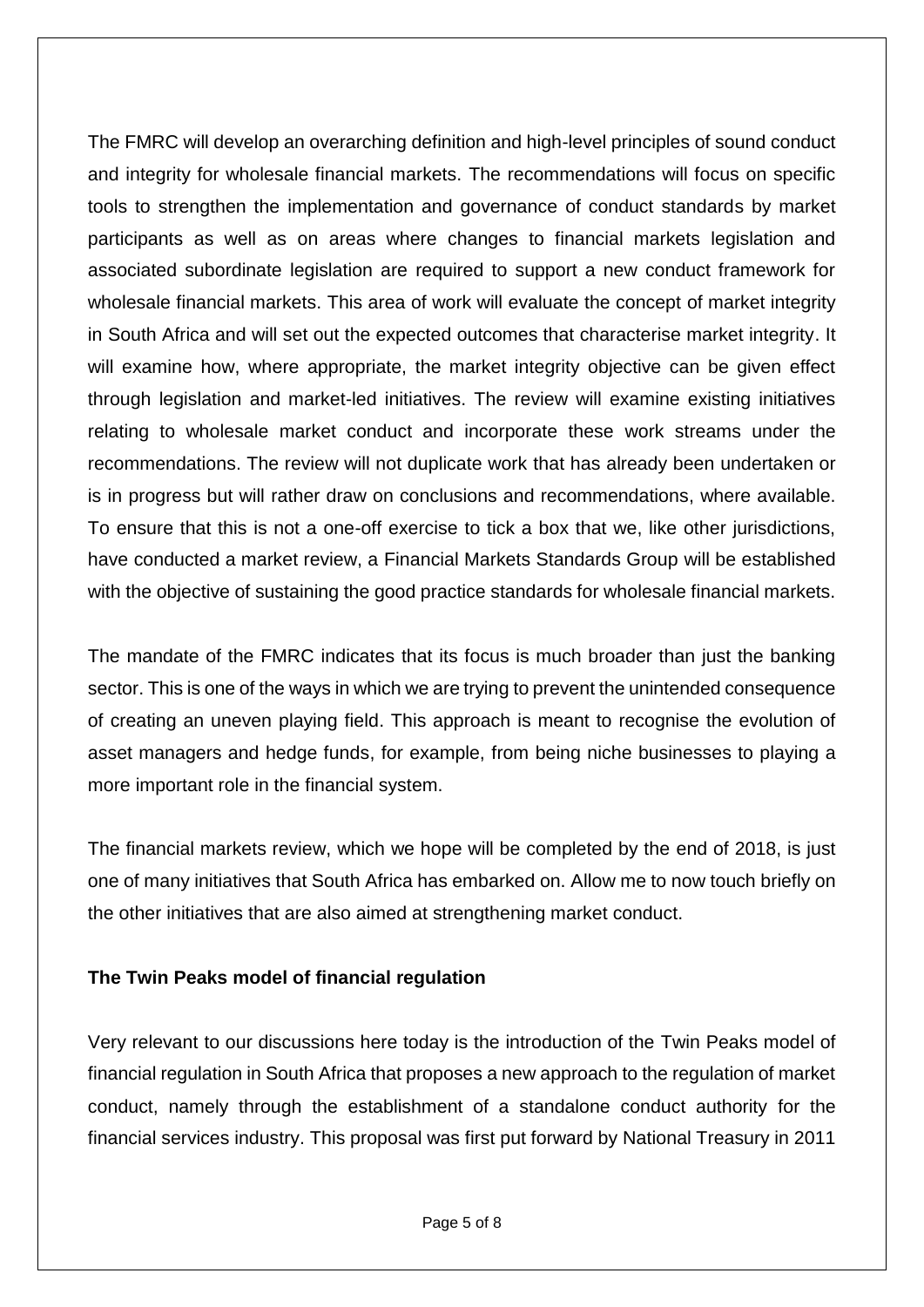The FMRC will develop an overarching definition and high-level principles of sound conduct and integrity for wholesale financial markets. The recommendations will focus on specific tools to strengthen the implementation and governance of conduct standards by market participants as well as on areas where changes to financial markets legislation and associated subordinate legislation are required to support a new conduct framework for wholesale financial markets. This area of work will evaluate the concept of market integrity in South Africa and will set out the expected outcomes that characterise market integrity. It will examine how, where appropriate, the market integrity objective can be given effect through legislation and market-led initiatives. The review will examine existing initiatives relating to wholesale market conduct and incorporate these work streams under the recommendations. The review will not duplicate work that has already been undertaken or is in progress but will rather draw on conclusions and recommendations, where available. To ensure that this is not a one-off exercise to tick a box that we, like other jurisdictions, have conducted a market review, a Financial Markets Standards Group will be established with the objective of sustaining the good practice standards for wholesale financial markets.

The mandate of the FMRC indicates that its focus is much broader than just the banking sector. This is one of the ways in which we are trying to prevent the unintended consequence of creating an uneven playing field. This approach is meant to recognise the evolution of asset managers and hedge funds, for example, from being niche businesses to playing a more important role in the financial system.

The financial markets review, which we hope will be completed by the end of 2018, is just one of many initiatives that South Africa has embarked on. Allow me to now touch briefly on the other initiatives that are also aimed at strengthening market conduct.

**The Twin Peaks model of financial regulation**

Very relevant to our discussions here today is the introduction of the Twin Peaks model of financial regulation in South Africa that proposes a new approach to the regulation of market conduct, namely through the establishment of a standalone conduct authority for the financial services industry. This proposal was first put forward by National Treasury in 2011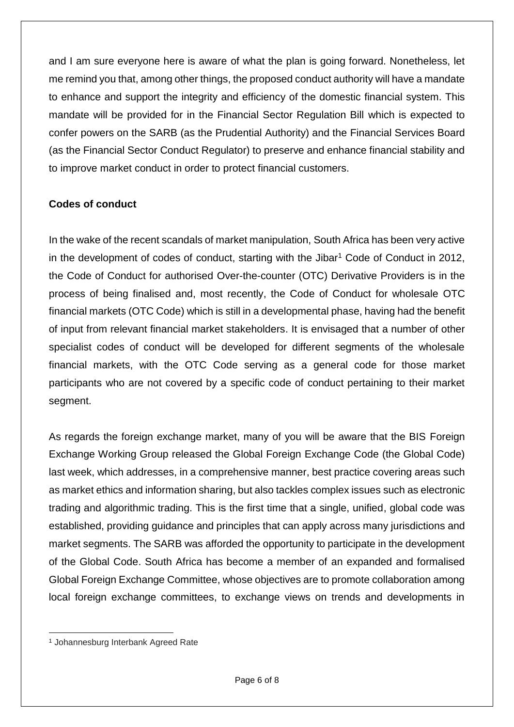and I am sure everyone here is aware of what the plan is going forward. Nonetheless, let me remind you that, among other things, the proposed conduct authority will have a mandate to enhance and support the integrity and efficiency of the domestic financial system. This mandate will be provided for in the Financial Sector Regulation Bill which is expected to confer powers on the SARB (as the Prudential Authority) and the Financial Services Board (as the Financial Sector Conduct Regulator) to preserve and enhance financial stability and to improve market conduct in order to protect financial customers.

**Codes of conduct**

In the wake of the recent scandals of market manipulation, South Africa has been very active in the development of codes of conduct, starting with the Jibar[1] Code of Conduct in 2012, the Code of Conduct for authorised Over-the-counter (OTC) Derivative Providers is in the process of being finalised and, most recently, the Code of Conduct for wholesale OTC financial markets (OTC Code) which is still in a developmental phase, having had the benefit of input from relevant financial market stakeholders. It is envisaged that a number of other specialist codes of conduct will be developed for different segments of the wholesale financial markets, with the OTC Code serving as a general code for those market participants who are not covered by a specific code of conduct pertaining to their market segment.

As regards the foreign exchange market, many of you will be aware that the BIS Foreign Exchange Working Group released the Global Foreign Exchange Code (the Global Code) last week, which addresses, in a comprehensive manner, best practice covering areas such as market ethics and information sharing, but also tackles complex issues such as electronic trading and algorithmic trading. This is the first time that a single, unified, global code was established, providing guidance and principles that can apply across many jurisdictions and market segments. The SARB was afforded the opportunity to participate in the development of the Global Code. South Africa has become a member of an expanded and formalised Global Foreign Exchange Committee, whose objectives are to promote collaboration among local foreign exchange committees, to exchange views on trends and developments in

[1] Johannesburg Interbank Agreed Rate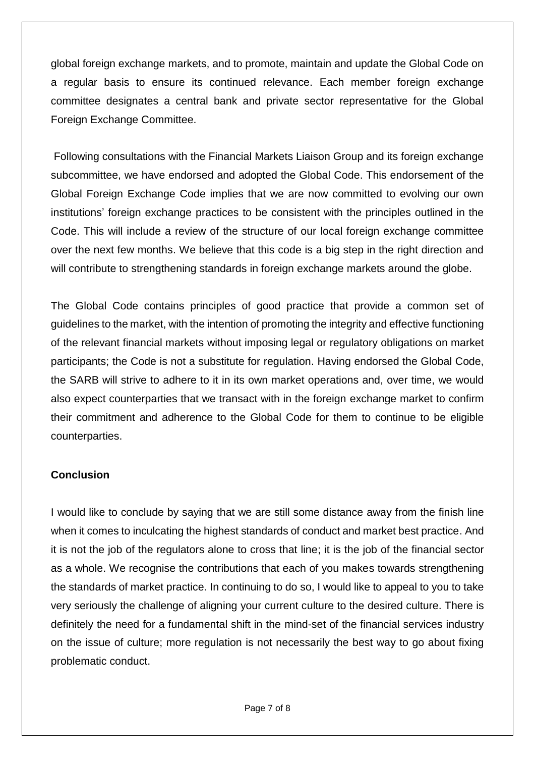global foreign exchange markets, and to promote, maintain and update the Global Code on a regular basis to ensure its continued relevance. Each member foreign exchange committee designates a central bank and private sector representative for the Global Foreign Exchange Committee.

Following consultations with the Financial Markets Liaison Group and its foreign exchange subcommittee, we have endorsed and adopted the Global Code. This endorsement of the Global Foreign Exchange Code implies that we are now committed to evolving our own institutions' foreign exchange practices to be consistent with the principles outlined in the Code. This will include a review of the structure of our local foreign exchange committee over the next few months. We believe that this code is a big step in the right direction and will contribute to strengthening standards in foreign exchange markets around the globe.

The Global Code contains principles of good practice that provide a common set of guidelines to the market, with the intention of promoting the integrity and effective functioning of the relevant financial markets without imposing legal or regulatory obligations on market participants; the Code is not a substitute for regulation. Having endorsed the Global Code, the SARB will strive to adhere to it in its own market operations and, over time, we would also expect counterparties that we transact with in the foreign exchange market to confirm their commitment and adherence to the Global Code for them to continue to be eligible counterparties.

**Conclusion**

I would like to conclude by saying that we are still some distance away from the finish line when it comes to inculcating the highest standards of conduct and market best practice. And it is not the job of the regulators alone to cross that line; it is the job of the financial sector as a whole. We recognise the contributions that each of you makes towards strengthening the standards of market practice. In continuing to do so, I would like to appeal to you to take very seriously the challenge of aligning your current culture to the desired culture. There is definitely the need for a fundamental shift in the mind-set of the financial services industry on the issue of culture; more regulation is not necessarily the best way to go about fixing problematic conduct.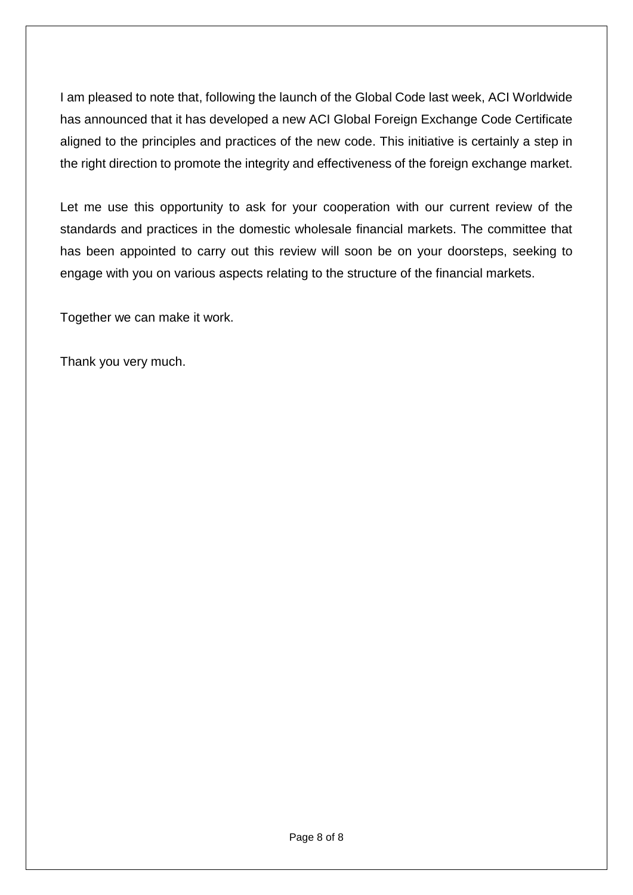I am pleased to note that, following the launch of the Global Code last week, ACI Worldwide has announced that it has developed a new ACI Global Foreign Exchange Code Certificate aligned to the principles and practices of the new code. This initiative is certainly a step in the right direction to promote the integrity and effectiveness of the foreign exchange market.

Let me use this opportunity to ask for your cooperation with our current review of the standards and practices in the domestic wholesale financial markets. The committee that has been appointed to carry out this review will soon be on your doorsteps, seeking to engage with you on various aspects relating to the structure of the financial markets.

Together we can make it work.

Thank you very much.